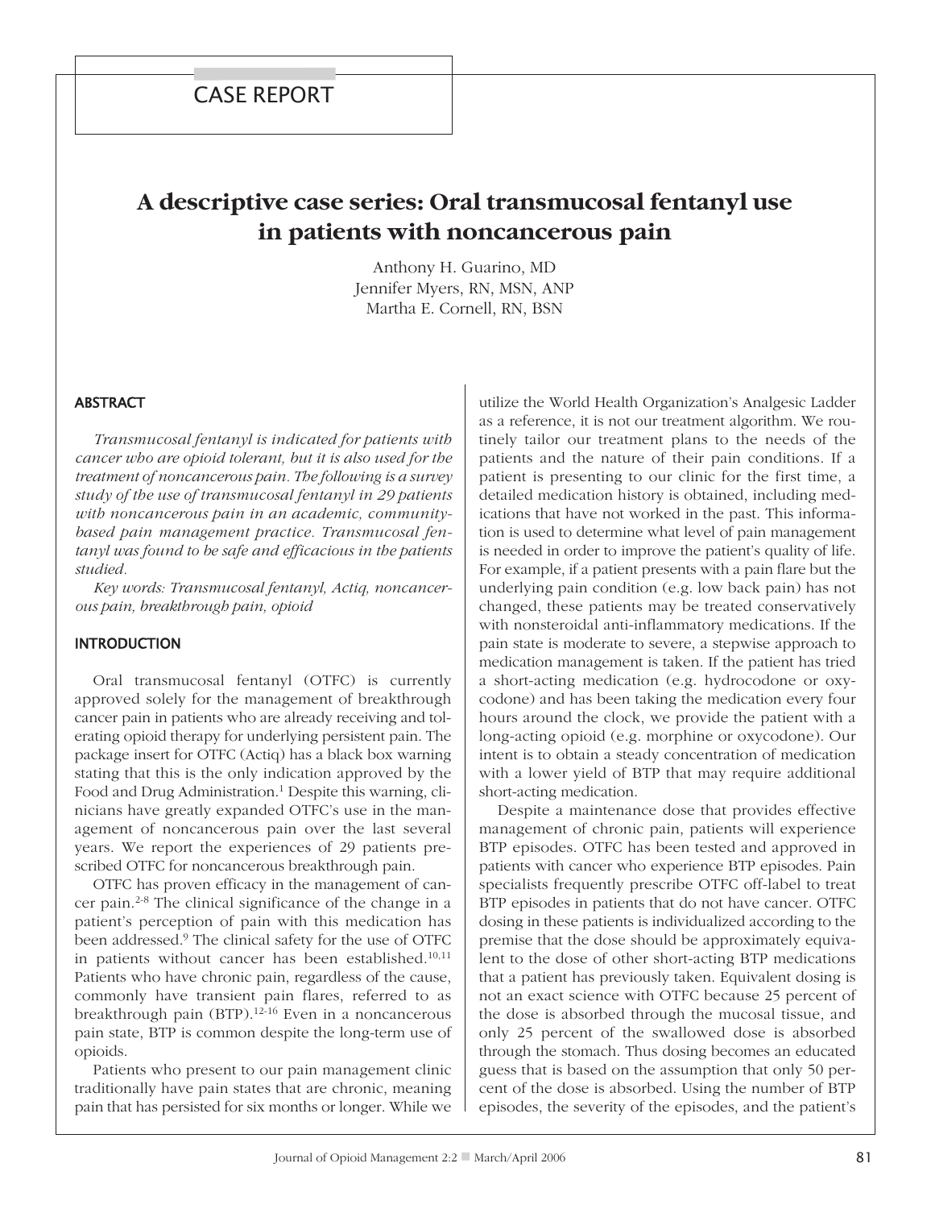CASE REPORT

# A descriptive case series: Oral transmucosal fentanyl use in patients with noncancerous pain

Anthony H. Guarino, MD
Jennifer Myers, RN, MSN, ANP
Martha E. Cornell, RN, BSN

## ABSTRACT

*Transmucosal fentanyl is indicated for patients with cancer who are opioid tolerant, but it is also used for the treatment of noncancerous pain. The following is a survey study of the use of transmucosal fentanyl in 29 patients with noncancerous pain in an academic, community-based pain management practice. Transmucosal fentanyl was found to be safe and efficacious in the patients studied.*

*Key words: Transmucosal fentanyl, Actiq, noncancerous pain, breakthrough pain, opioid*

## INTRODUCTION

Oral transmucosal fentanyl (OTFC) is currently approved solely for the management of breakthrough cancer pain in patients who are already receiving and tolerating opioid therapy for underlying persistent pain. The package insert for OTFC (Actiq) has a black box warning stating that this is the only indication approved by the Food and Drug Administration.[1] Despite this warning, clinicians have greatly expanded OTFC's use in the management of noncancerous pain over the last several years. We report the experiences of 29 patients prescribed OTFC for noncancerous breakthrough pain.

OTFC has proven efficacy in the management of cancer pain.[2-8] The clinical significance of the change in a patient's perception of pain with this medication has been addressed.[9] The clinical safety for the use of OTFC in patients without cancer has been established.[10,11] Patients who have chronic pain, regardless of the cause, commonly have transient pain flares, referred to as breakthrough pain (BTP).[12-16] Even in a noncancerous pain state, BTP is common despite the long-term use of opioids.

Patients who present to our pain management clinic traditionally have pain states that are chronic, meaning pain that has persisted for six months or longer. While we utilize the World Health Organization's Analgesic Ladder as a reference, it is not our treatment algorithm. We routinely tailor our treatment plans to the needs of the patients and the nature of their pain conditions. If a patient is presenting to our clinic for the first time, a detailed medication history is obtained, including medications that have not worked in the past. This information is used to determine what level of pain management is needed in order to improve the patient's quality of life. For example, if a patient presents with a pain flare but the underlying pain condition (e.g. low back pain) has not changed, these patients may be treated conservatively with nonsteroidal anti-inflammatory medications. If the pain state is moderate to severe, a stepwise approach to medication management is taken. If the patient has tried a short-acting medication (e.g. hydrocodone or oxycodone) and has been taking the medication every four hours around the clock, we provide the patient with a long-acting opioid (e.g. morphine or oxycodone). Our intent is to obtain a steady concentration of medication with a lower yield of BTP that may require additional short-acting medication.

Despite a maintenance dose that provides effective management of chronic pain, patients will experience BTP episodes. OTFC has been tested and approved in patients with cancer who experience BTP episodes. Pain specialists frequently prescribe OTFC off-label to treat BTP episodes in patients that do not have cancer. OTFC dosing in these patients is individualized according to the premise that the dose should be approximately equivalent to the dose of other short-acting BTP medications that a patient has previously taken. Equivalent dosing is not an exact science with OTFC because 25 percent of the dose is absorbed through the mucosal tissue, and only 25 percent of the swallowed dose is absorbed through the stomach. Thus dosing becomes an educated guess that is based on the assumption that only 50 percent of the dose is absorbed. Using the number of BTP episodes, the severity of the episodes, and the patient's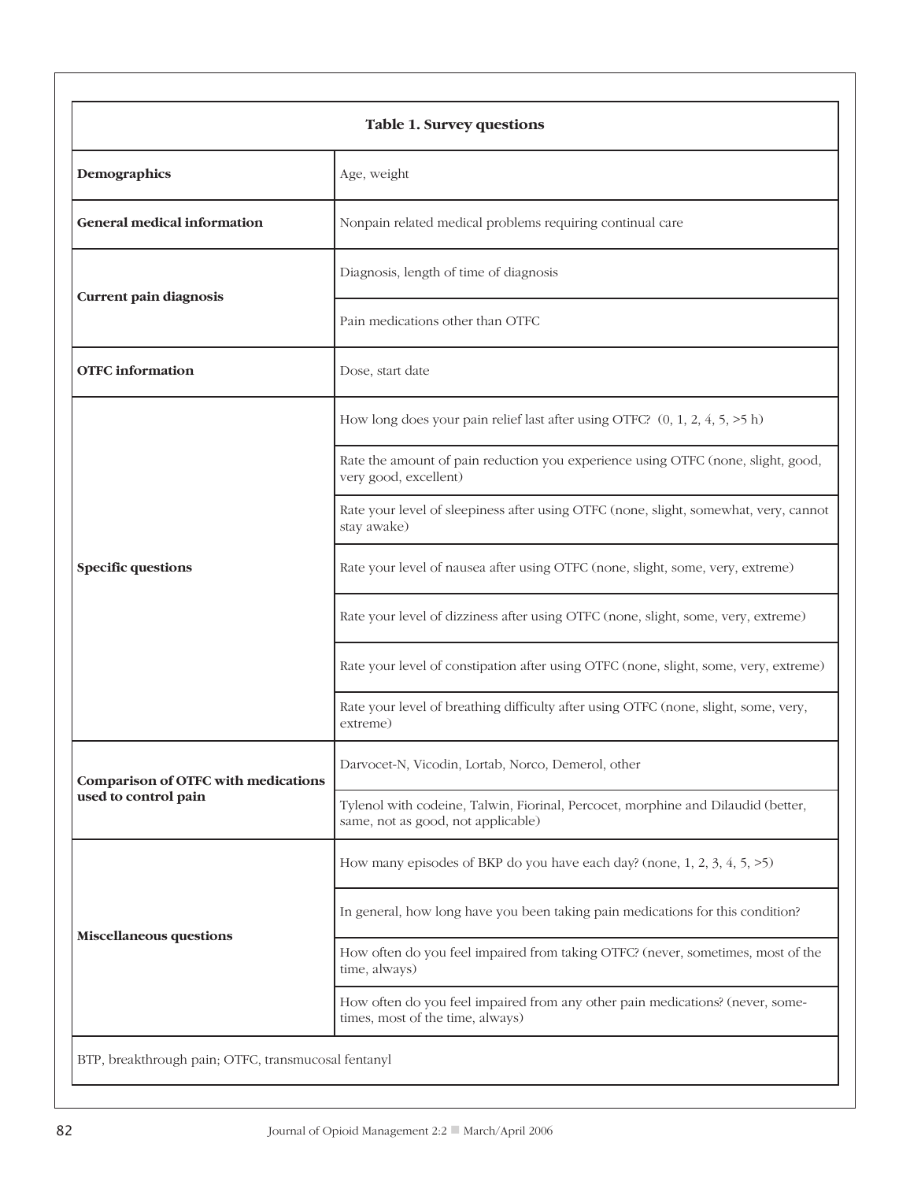| Table 1. Survey questions | |
|---|---|
| **Demographics** | Age, weight |
| **General medical information** | Nonpain related medical problems requiring continual care |
| **Current pain diagnosis** | Diagnosis, length of time of diagnosis |
| | Pain medications other than OTFC |
| **OTFC information** | Dose, start date |
| **Specific questions** | How long does your pain relief last after using OTFC? (0, 1, 2, 4, 5, >5 h) |
| | Rate the amount of pain reduction you experience using OTFC (none, slight, good, very good, excellent) |
| | Rate your level of sleepiness after using OTFC (none, slight, somewhat, very, cannot stay awake) |
| | Rate your level of nausea after using OTFC (none, slight, some, very, extreme) |
| | Rate your level of dizziness after using OTFC (none, slight, some, very, extreme) |
| | Rate your level of constipation after using OTFC (none, slight, some, very, extreme) |
| | Rate your level of breathing difficulty after using OTFC (none, slight, some, very, extreme) |
| **Comparison of OTFC with medications used to control pain** | Darvocet-N, Vicodin, Lortab, Norco, Demerol, other |
| | Tylenol with codeine, Talwin, Fiorinal, Percocet, morphine and Dilaudid (better, same, not as good, not applicable) |
| **Miscellaneous questions** | How many episodes of BKP do you have each day? (none, 1, 2, 3, 4, 5, >5) |
| | In general, how long have you been taking pain medications for this condition? |
| | How often do you feel impaired from taking OTFC? (never, sometimes, most of the time, always) |
| | How often do you feel impaired from any other pain medications? (never, sometimes, most of the time, always) |

BTP, breakthrough pain; OTFC, transmucosal fentanyl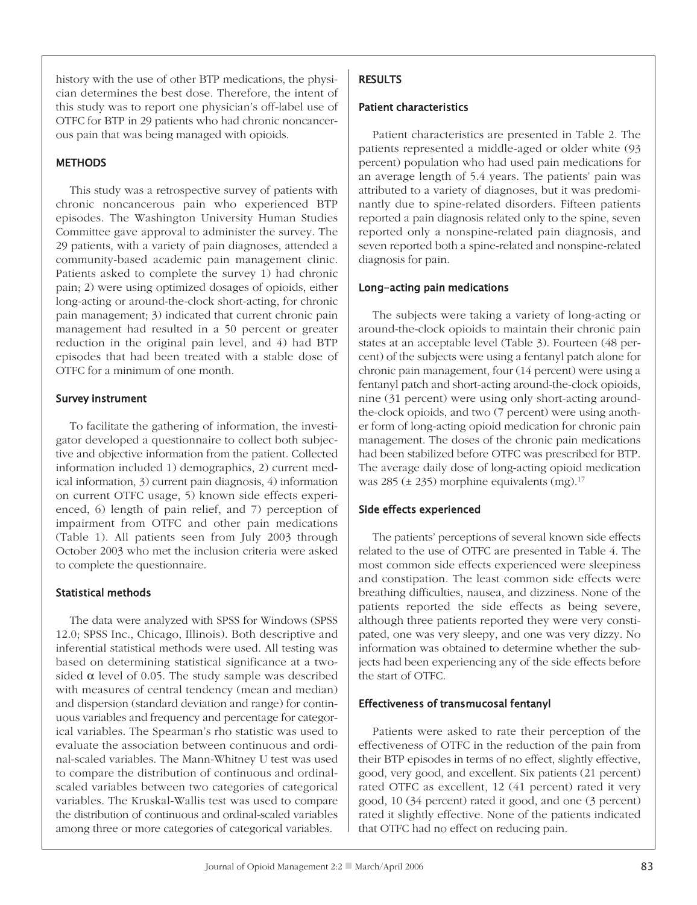history with the use of other BTP medications, the physician determines the best dose. Therefore, the intent of this study was to report one physician's off-label use of OTFC for BTP in 29 patients who had chronic noncancerous pain that was being managed with opioids.

## METHODS

This study was a retrospective survey of patients with chronic noncancerous pain who experienced BTP episodes. The Washington University Human Studies Committee gave approval to administer the survey. The 29 patients, with a variety of pain diagnoses, attended a community-based academic pain management clinic. Patients asked to complete the survey 1) had chronic pain; 2) were using optimized dosages of opioids, either long-acting or around-the-clock short-acting, for chronic pain management; 3) indicated that current chronic pain management had resulted in a 50 percent or greater reduction in the original pain level, and 4) had BTP episodes that had been treated with a stable dose of OTFC for a minimum of one month.

### Survey instrument

To facilitate the gathering of information, the investigator developed a questionnaire to collect both subjective and objective information from the patient. Collected information included 1) demographics, 2) current medical information, 3) current pain diagnosis, 4) information on current OTFC usage, 5) known side effects experienced, 6) length of pain relief, and 7) perception of impairment from OTFC and other pain medications (Table 1). All patients seen from July 2003 through October 2003 who met the inclusion criteria were asked to complete the questionnaire.

### Statistical methods

The data were analyzed with SPSS for Windows (SPSS 12.0; SPSS Inc., Chicago, Illinois). Both descriptive and inferential statistical methods were used. All testing was based on determining statistical significance at a two-sided $\alpha$ level of 0.05. The study sample was described with measures of central tendency (mean and median) and dispersion (standard deviation and range) for continuous variables and frequency and percentage for categorical variables. The Spearman's rho statistic was used to evaluate the association between continuous and ordinal-scaled variables. The Mann-Whitney U test was used to compare the distribution of continuous and ordinal-scaled variables between two categories of categorical variables. The Kruskal-Wallis test was used to compare the distribution of continuous and ordinal-scaled variables among three or more categories of categorical variables.

## RESULTS

### Patient characteristics

Patient characteristics are presented in Table 2. The patients represented a middle-aged or older white (93 percent) population who had used pain medications for an average length of 5.4 years. The patients' pain was attributed to a variety of diagnoses, but it was predominantly due to spine-related disorders. Fifteen patients reported a pain diagnosis related only to the spine, seven reported only a nonspine-related pain diagnosis, and seven reported both a spine-related and nonspine-related diagnosis for pain.

### Long-acting pain medications

The subjects were taking a variety of long-acting or around-the-clock opioids to maintain their chronic pain states at an acceptable level (Table 3). Fourteen (48 percent) of the subjects were using a fentanyl patch alone for chronic pain management, four (14 percent) were using a fentanyl patch and short-acting around-the-clock opioids, nine (31 percent) were using only short-acting around-the-clock opioids, and two (7 percent) were using another form of long-acting opioid medication for chronic pain management. The doses of the chronic pain medications had been stabilized before OTFC was prescribed for BTP. The average daily dose of long-acting opioid medication was 285 (± 235) morphine equivalents (mg).[17]

### Side effects experienced

The patients' perceptions of several known side effects related to the use of OTFC are presented in Table 4. The most common side effects experienced were sleepiness and constipation. The least common side effects were breathing difficulties, nausea, and dizziness. None of the patients reported the side effects as being severe, although three patients reported they were very constipated, one was very sleepy, and one was very dizzy. No information was obtained to determine whether the subjects had been experiencing any of the side effects before the start of OTFC.

### Effectiveness of transmucosal fentanyl

Patients were asked to rate their perception of the effectiveness of OTFC in the reduction of the pain from their BTP episodes in terms of no effect, slightly effective, good, very good, and excellent. Six patients (21 percent) rated OTFC as excellent, 12 (41 percent) rated it very good, 10 (34 percent) rated it good, and one (3 percent) rated it slightly effective. None of the patients indicated that OTFC had no effect on reducing pain.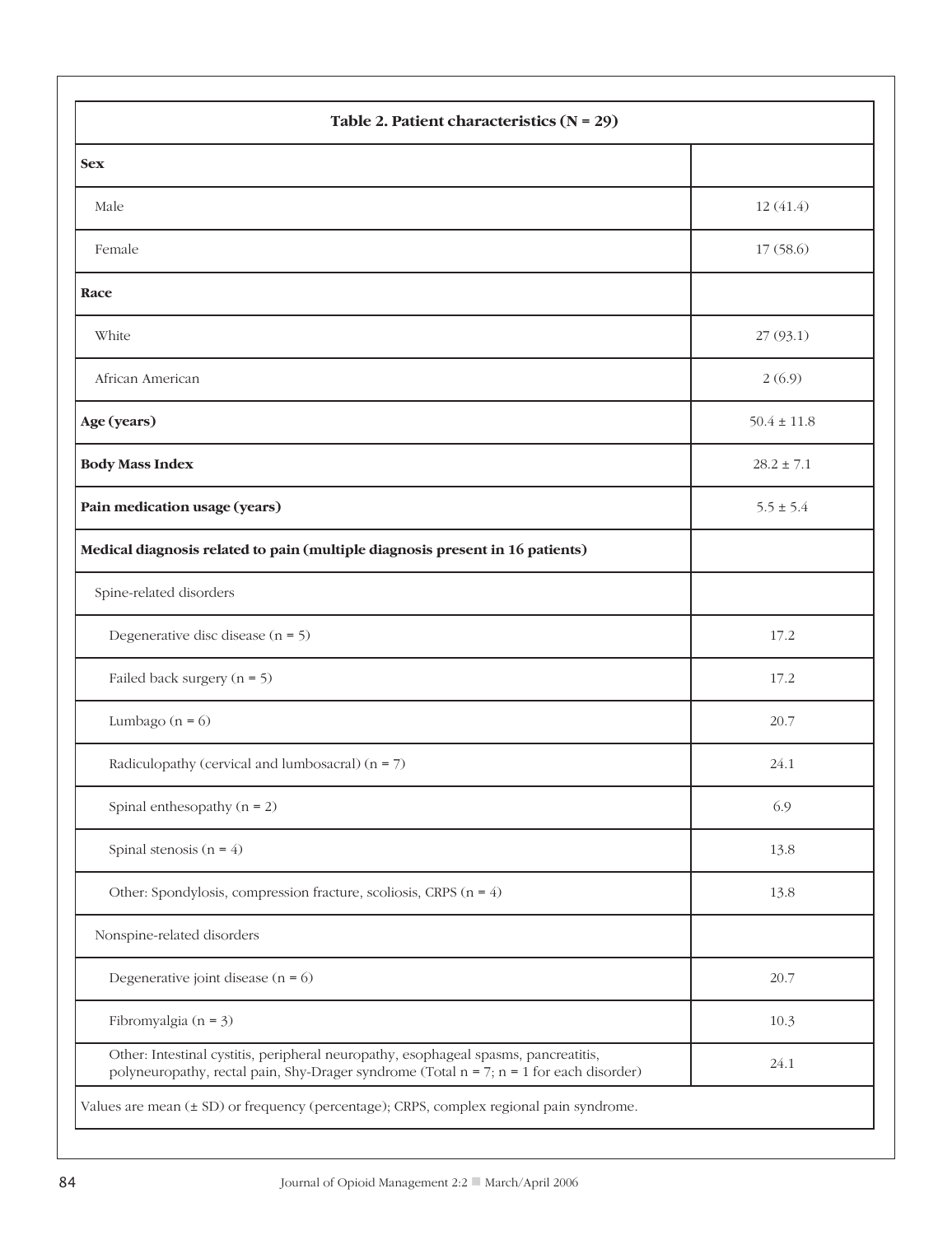| Table 2. Patient characteristics (N = 29) | |
|---|---|
| **Sex** | |
| Male | 12 (41.4) |
| Female | 17 (58.6) |
| **Race** | |
| White | 27 (93.1) |
| African American | 2 (6.9) |
| **Age (years)** | 50.4 ± 11.8 |
| **Body Mass Index** | 28.2 ± 7.1 |
| **Pain medication usage (years)** | 5.5 ± 5.4 |
| **Medical diagnosis related to pain (multiple diagnosis present in 16 patients)** | |
| Spine-related disorders | |
| Degenerative disc disease (n = 5) | 17.2 |
| Failed back surgery (n = 5) | 17.2 |
| Lumbago (n = 6) | 20.7 |
| Radiculopathy (cervical and lumbosacral) (n = 7) | 24.1 |
| Spinal enthesopathy (n = 2) | 6.9 |
| Spinal stenosis (n = 4) | 13.8 |
| Other: Spondylosis, compression fracture, scoliosis, CRPS (n = 4) | 13.8 |
| Nonspine-related disorders | |
| Degenerative joint disease (n = 6) | 20.7 |
| Fibromyalgia (n = 3) | 10.3 |
| Other: Intestinal cystitis, peripheral neuropathy, esophageal spasms, pancreatitis, polyneuropathy, rectal pain, Shy-Drager syndrome (Total n = 7; n = 1 for each disorder) | 24.1 |

Values are mean (± SD) or frequency (percentage); CRPS, complex regional pain syndrome.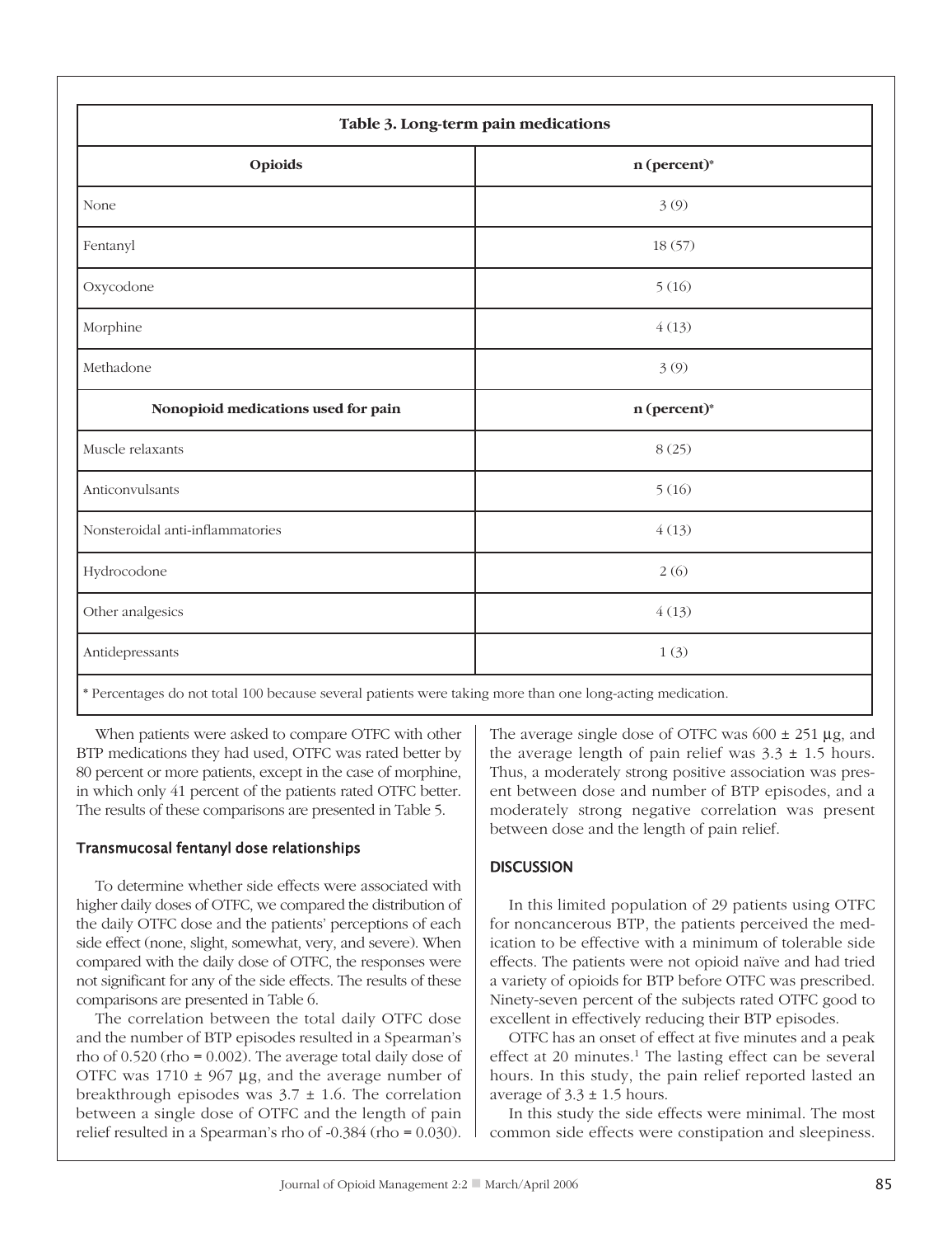**Table 3. Long-term pain medications**

| Opioids | n (percent)* |
|---|---|
| None | 3 (9) |
| Fentanyl | 18 (57) |
| Oxycodone | 5 (16) |
| Morphine | 4 (13) |
| Methadone | 3 (9) |
| **Nonopioid medications used for pain** | **n (percent)*** |
| Muscle relaxants | 8 (25) |
| Anticonvulsants | 5 (16) |
| Nonsteroidal anti-inflammatories | 4 (13) |
| Hydrocodone | 2 (6) |
| Other analgesics | 4 (13) |
| Antidepressants | 1 (3) |

* Percentages do not total 100 because several patients were taking more than one long-acting medication.

When patients were asked to compare OTFC with other BTP medications they had used, OTFC was rated better by 80 percent or more patients, except in the case of morphine, in which only 41 percent of the patients rated OTFC better. The results of these comparisons are presented in Table 5.

### Transmucosal fentanyl dose relationships

To determine whether side effects were associated with higher daily doses of OTFC, we compared the distribution of the daily OTFC dose and the patients' perceptions of each side effect (none, slight, somewhat, very, and severe). When compared with the daily dose of OTFC, the responses were not significant for any of the side effects. The results of these comparisons are presented in Table 6.

The correlation between the total daily OTFC dose and the number of BTP episodes resulted in a Spearman's rho of 0.520 (rho = 0.002). The average total daily dose of OTFC was 1710 ± 967 µg, and the average number of breakthrough episodes was 3.7 ± 1.6. The correlation between a single dose of OTFC and the length of pain relief resulted in a Spearman's rho of -0.384 (rho = 0.030). The average single dose of OTFC was 600 ± 251 µg, and the average length of pain relief was 3.3 ± 1.5 hours. Thus, a moderately strong positive association was present between dose and number of BTP episodes, and a moderately strong negative correlation was present between dose and the length of pain relief.

## DISCUSSION

In this limited population of 29 patients using OTFC for noncancerous BTP, the patients perceived the medication to be effective with a minimum of tolerable side effects. The patients were not opioid naïve and had tried a variety of opioids for BTP before OTFC was prescribed. Ninety-seven percent of the subjects rated OTFC good to excellent in effectively reducing their BTP episodes.

OTFC has an onset of effect at five minutes and a peak effect at 20 minutes.[1] The lasting effect can be several hours. In this study, the pain relief reported lasted an average of 3.3 ± 1.5 hours.

In this study the side effects were minimal. The most common side effects were constipation and sleepiness.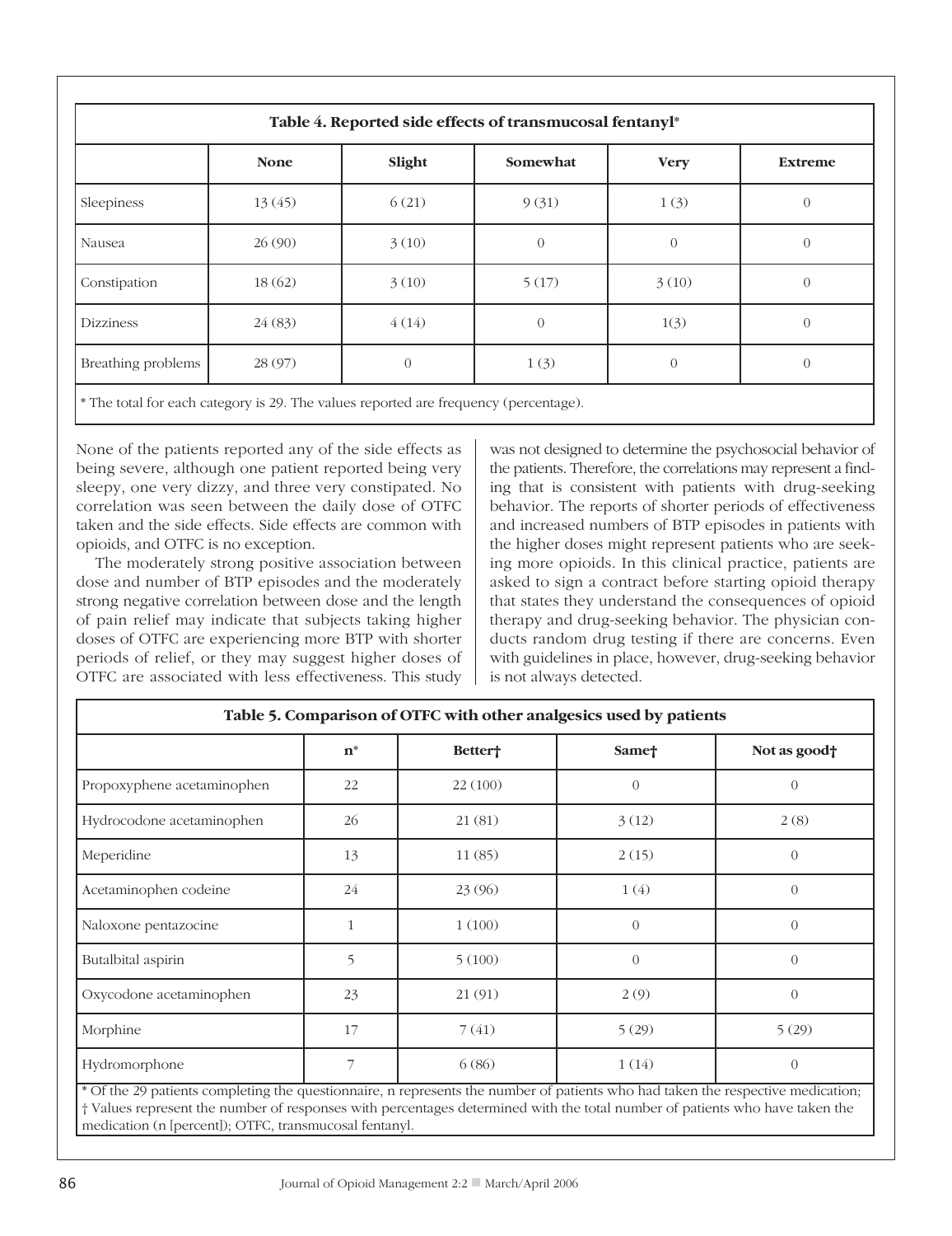**Table 4. Reported side effects of transmucosal fentanyl***

| | None | Slight | Somewhat | Very | Extreme |
|---|---|---|---|---|---|
| Sleepiness | 13 (45) | 6 (21) | 9 (31) | 1 (3) | 0 |
| Nausea | 26 (90) | 3 (10) | 0 | 0 | 0 |
| Constipation | 18 (62) | 3 (10) | 5 (17) | 3 (10) | 0 |
| Dizziness | 24 (83) | 4 (14) | 0 | 1(3) | 0 |
| Breathing problems | 28 (97) | 0 | 1 (3) | 0 | 0 |

* The total for each category is 29. The values reported are frequency (percentage).

None of the patients reported any of the side effects as being severe, although one patient reported being very sleepy, one very dizzy, and three very constipated. No correlation was seen between the daily dose of OTFC taken and the side effects. Side effects are common with opioids, and OTFC is no exception.

The moderately strong positive association between dose and number of BTP episodes and the moderately strong negative correlation between dose and the length of pain relief may indicate that subjects taking higher doses of OTFC are experiencing more BTP with shorter periods of relief, or they may suggest higher doses of OTFC are associated with less effectiveness. This study was not designed to determine the psychosocial behavior of the patients. Therefore, the correlations may represent a finding that is consistent with patients with drug-seeking behavior. The reports of shorter periods of effectiveness and increased numbers of BTP episodes in patients with the higher doses might represent patients who are seeking more opioids. In this clinical practice, patients are asked to sign a contract before starting opioid therapy that states they understand the consequences of opioid therapy and drug-seeking behavior. The physician conducts random drug testing if there are concerns. Even with guidelines in place, however, drug-seeking behavior is not always detected.

**Table 5. Comparison of OTFC with other analgesics used by patients**

| | n* | Better† | Same† | Not as good† |
|---|---|---|---|---|
| Propoxyphene acetaminophen | 22 | 22 (100) | 0 | 0 |
| Hydrocodone acetaminophen | 26 | 21 (81) | 3 (12) | 2 (8) |
| Meperidine | 13 | 11 (85) | 2 (15) | 0 |
| Acetaminophen codeine | 24 | 23 (96) | 1 (4) | 0 |
| Naloxone pentazocine | 1 | 1 (100) | 0 | 0 |
| Butalbital aspirin | 5 | 5 (100) | 0 | 0 |
| Oxycodone acetaminophen | 23 | 21 (91) | 2 (9) | 0 |
| Morphine | 17 | 7 (41) | 5 (29) | 5 (29) |
| Hydromorphone | 7 | 6 (86) | 1 (14) | 0 |

* Of the 29 patients completing the questionnaire, n represents the number of patients who had taken the respective medication; † Values represent the number of responses with percentages determined with the total number of patients who have taken the medication (n [percent]); OTFC, transmucosal fentanyl.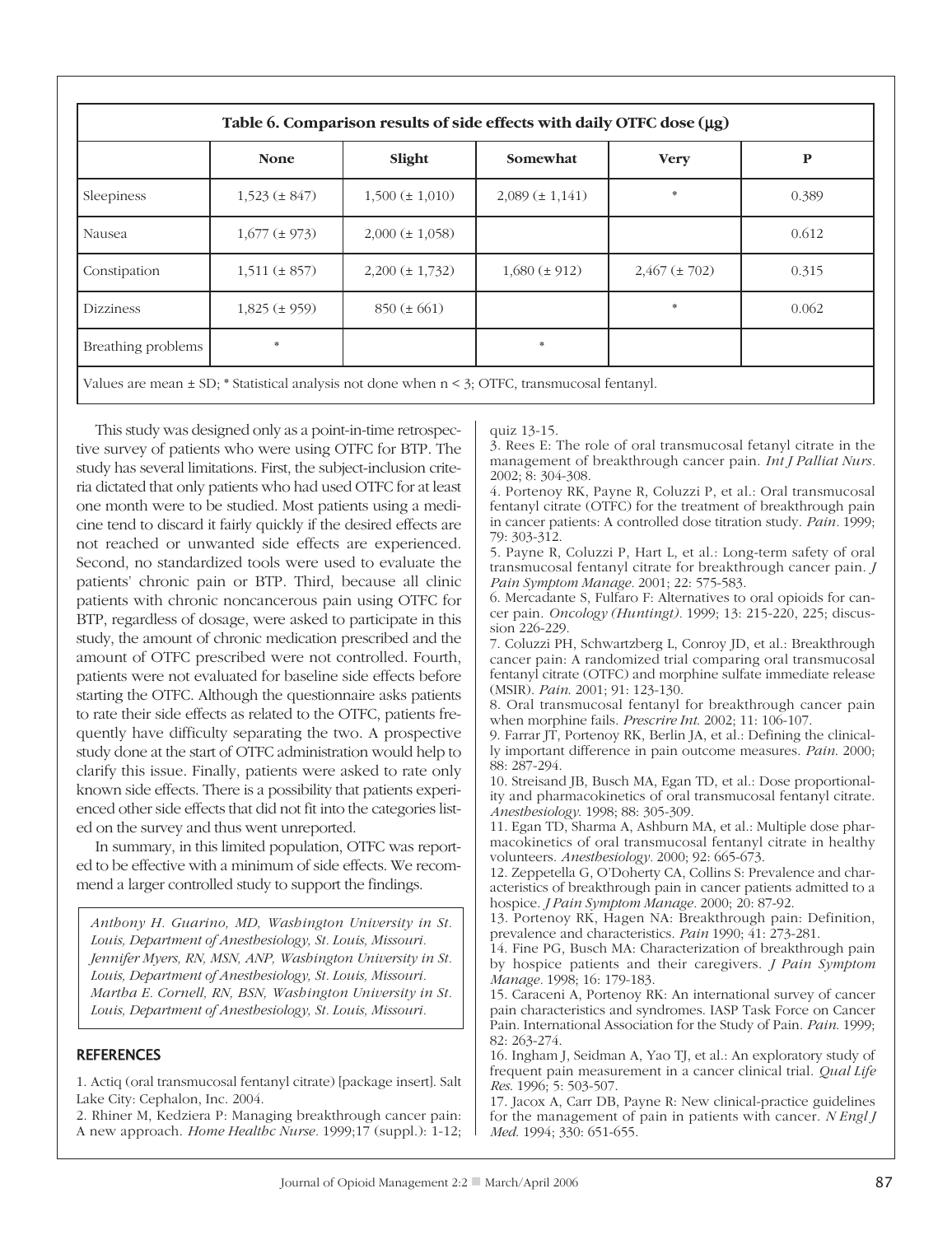| Table 6. Comparison results of side effects with daily OTFC dose (μg) | | | | | |
|---|---|---|---|---|---|
| | **None** | **Slight** | **Somewhat** | **Very** | **P** |
| Sleepiness | 1,523 (± 847) | 1,500 (± 1,010) | 2,089 (± 1,141) | * | 0.389 |
| Nausea | 1,677 (± 973) | 2,000 (± 1,058) | | | 0.612 |
| Constipation | 1,511 (± 857) | 2,200 (± 1,732) | 1,680 (± 912) | 2,467 (± 702) | 0.315 |
| Dizziness | 1,825 (± 959) | 850 (± 661) | | * | 0.062 |
| Breathing problems | * | | * | | |

Values are mean ± SD; * Statistical analysis not done when n < 3; OTFC, transmucosal fentanyl.

This study was designed only as a point-in-time retrospective survey of patients who were using OTFC for BTP. The study has several limitations. First, the subject-inclusion criteria dictated that only patients who had used OTFC for at least one month were to be studied. Most patients using a medicine tend to discard it fairly quickly if the desired effects are not reached or unwanted side effects are experienced. Second, no standardized tools were used to evaluate the patients' chronic pain or BTP. Third, because all clinic patients with chronic noncancerous pain using OTFC for BTP, regardless of dosage, were asked to participate in this study, the amount of chronic medication prescribed and the amount of OTFC prescribed were not controlled. Fourth, patients were not evaluated for baseline side effects before starting the OTFC. Although the questionnaire asks patients to rate their side effects as related to the OTFC, patients frequently have difficulty separating the two. A prospective study done at the start of OTFC administration would help to clarify this issue. Finally, patients were asked to rate only known side effects. There is a possibility that patients experienced other side effects that did not fit into the categories listed on the survey and thus went unreported.

In summary, in this limited population, OTFC was reported to be effective with a minimum of side effects. We recommend a larger controlled study to support the findings.

*Anthony H. Guarino, MD, Washington University in St. Louis, Department of Anesthesiology, St. Louis, Missouri.*
*Jennifer Myers, RN, MSN, ANP, Washington University in St. Louis, Department of Anesthesiology, St. Louis, Missouri.*
*Martha E. Cornell, RN, BSN, Washington University in St. Louis, Department of Anesthesiology, St. Louis, Missouri.*

## REFERENCES

1. Actiq (oral transmucosal fentanyl citrate) [package insert]. Salt Lake City: Cephalon, Inc. 2004.
2. Rhiner M, Kedziera P: Managing breakthrough cancer pain: A new approach. *Home Healthc Nurse.* 1999;17 (suppl.): 1-12; quiz 13-15.
3. Rees E: The role of oral transmucosal fetanyl citrate in the management of breakthrough cancer pain. *Int J Palliat Nurs.* 2002; 8: 304-308.
4. Portenoy RK, Payne R, Coluzzi P, et al.: Oral transmucosal fentanyl citrate (OTFC) for the treatment of breakthrough pain in cancer patients: A controlled dose titration study. *Pain.* 1999; 79: 303-312.
5. Payne R, Coluzzi P, Hart L, et al.: Long-term safety of oral transmucosal fentanyl citrate for breakthrough cancer pain. *J Pain Symptom Manage.* 2001; 22: 575-583.
6. Mercadante S, Fulfaro F: Alternatives to oral opioids for cancer pain. *Oncology (Huntingt).* 1999; 13: 215-220, 225; discussion 226-229.
7. Coluzzi PH, Schwartzberg L, Conroy JD, et al.: Breakthrough cancer pain: A randomized trial comparing oral transmucosal fentanyl citrate (OTFC) and morphine sulfate immediate release (MSIR). *Pain.* 2001; 91: 123-130.
8. Oral transmucosal fentanyl for breakthrough cancer pain when morphine fails. *Prescrire Int.* 2002; 11: 106-107.
9. Farrar JT, Portenoy RK, Berlin JA, et al.: Defining the clinically important difference in pain outcome measures. *Pain.* 2000; 88: 287-294.
10. Streisand JB, Busch MA, Egan TD, et al.: Dose proportionality and pharmacokinetics of oral transmucosal fentanyl citrate. *Anesthesiology.* 1998; 88: 305-309.
11. Egan TD, Sharma A, Ashburn MA, et al.: Multiple dose pharmacokinetics of oral transmucosal fentanyl citrate in healthy volunteers. *Anesthesiology.* 2000; 92: 665-673.
12. Zeppetella G, O'Doherty CA, Collins S: Prevalence and characteristics of breakthrough pain in cancer patients admitted to a hospice. *J Pain Symptom Manage.* 2000; 20: 87-92.
13. Portenoy RK, Hagen NA: Breakthrough pain: Definition, prevalence and characteristics. *Pain* 1990; 41: 273-281.
14. Fine PG, Busch MA: Characterization of breakthrough pain by hospice patients and their caregivers. *J Pain Symptom Manage.* 1998; 16: 179-183.
15. Caraceni A, Portenoy RK: An international survey of cancer pain characteristics and syndromes. IASP Task Force on Cancer Pain. International Association for the Study of Pain. *Pain.* 1999; 82: 263-274.
16. Ingham J, Seidman A, Yao TJ, et al.: An exploratory study of frequent pain measurement in a cancer clinical trial. *Qual Life Res.* 1996; 5: 503-507.
17. Jacox A, Carr DB, Payne R: New clinical-practice guidelines for the management of pain in patients with cancer. *N Engl J Med.* 1994; 330: 651-655.